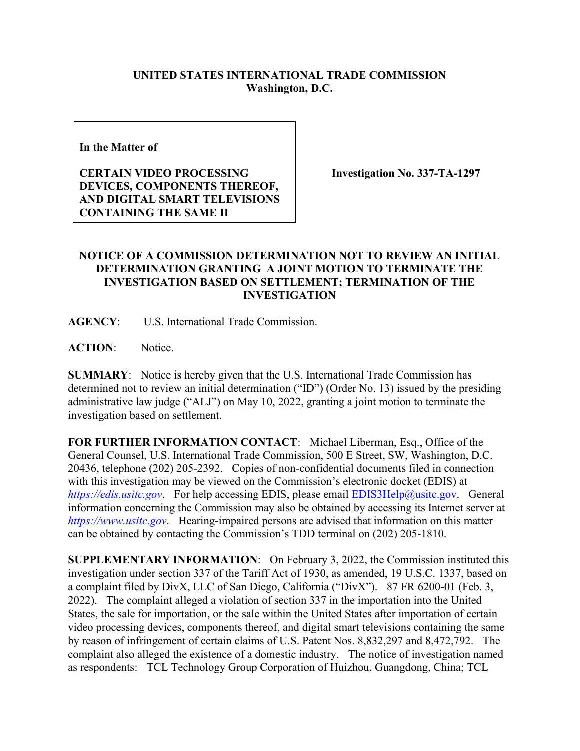**UNITED STATES INTERNATIONAL TRADE COMMISSION**
**Washington, D.C.**

| In the Matter of<br><br>**CERTAIN VIDEO PROCESSING DEVICES, COMPONENTS THEREOF, AND DIGITAL SMART TELEVISIONS CONTAINING THE SAME II** | **Investigation No. 337-TA-1297** |
|---|---|

## NOTICE OF A COMMISSION DETERMINATION NOT TO REVIEW AN INITIAL DETERMINATION GRANTING A JOINT MOTION TO TERMINATE THE INVESTIGATION BASED ON SETTLEMENT; TERMINATION OF THE INVESTIGATION

**AGENCY**: U.S. International Trade Commission.

**ACTION**: Notice.

**SUMMARY**: Notice is hereby given that the U.S. International Trade Commission has determined not to review an initial determination ("ID") (Order No. 13) issued by the presiding administrative law judge ("ALJ") on May 10, 2022, granting a joint motion to terminate the investigation based on settlement.

**FOR FURTHER INFORMATION CONTACT**: Michael Liberman, Esq., Office of the General Counsel, U.S. International Trade Commission, 500 E Street, SW, Washington, D.C. 20436, telephone (202) 205-2392. Copies of non-confidential documents filed in connection with this investigation may be viewed on the Commission's electronic docket (EDIS) at *https://edis.usitc.gov*. For help accessing EDIS, please email EDIS3Help@usitc.gov. General information concerning the Commission may also be obtained by accessing its Internet server at *https://www.usitc.gov*. Hearing-impaired persons are advised that information on this matter can be obtained by contacting the Commission's TDD terminal on (202) 205-1810.

**SUPPLEMENTARY INFORMATION**: On February 3, 2022, the Commission instituted this investigation under section 337 of the Tariff Act of 1930, as amended, 19 U.S.C. 1337, based on a complaint filed by DivX, LLC of San Diego, California ("DivX"). 87 FR 6200-01 (Feb. 3, 2022). The complaint alleged a violation of section 337 in the importation into the United States, the sale for importation, or the sale within the United States after importation of certain video processing devices, components thereof, and digital smart televisions containing the same by reason of infringement of certain claims of U.S. Patent Nos. 8,832,297 and 8,472,792. The complaint also alleged the existence of a domestic industry. The notice of investigation named as respondents: TCL Technology Group Corporation of Huizhou, Guangdong, China; TCL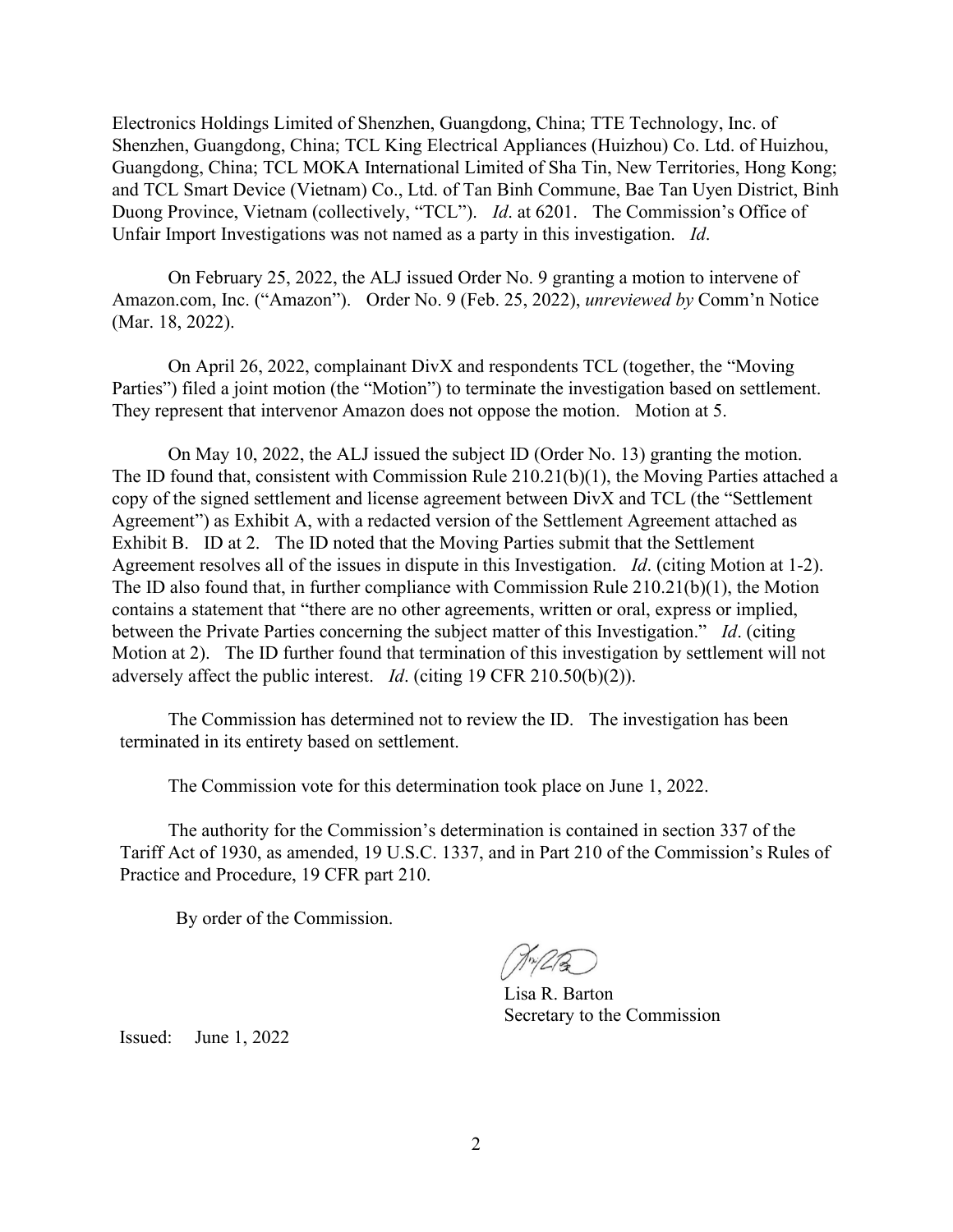Electronics Holdings Limited of Shenzhen, Guangdong, China; TTE Technology, Inc. of Shenzhen, Guangdong, China; TCL King Electrical Appliances (Huizhou) Co. Ltd. of Huizhou, Guangdong, China; TCL MOKA International Limited of Sha Tin, New Territories, Hong Kong; and TCL Smart Device (Vietnam) Co., Ltd. of Tan Binh Commune, Bae Tan Uyen District, Binh Duong Province, Vietnam (collectively, "TCL"). *Id*. at 6201. The Commission's Office of Unfair Import Investigations was not named as a party in this investigation. *Id*.

On February 25, 2022, the ALJ issued Order No. 9 granting a motion to intervene of Amazon.com, Inc. ("Amazon"). Order No. 9 (Feb. 25, 2022), *unreviewed by* Comm'n Notice (Mar. 18, 2022).

On April 26, 2022, complainant DivX and respondents TCL (together, the "Moving Parties") filed a joint motion (the "Motion") to terminate the investigation based on settlement. They represent that intervenor Amazon does not oppose the motion. Motion at 5.

On May 10, 2022, the ALJ issued the subject ID (Order No. 13) granting the motion. The ID found that, consistent with Commission Rule 210.21(b)(1), the Moving Parties attached a copy of the signed settlement and license agreement between DivX and TCL (the "Settlement Agreement") as Exhibit A, with a redacted version of the Settlement Agreement attached as Exhibit B. ID at 2. The ID noted that the Moving Parties submit that the Settlement Agreement resolves all of the issues in dispute in this Investigation. *Id*. (citing Motion at 1-2). The ID also found that, in further compliance with Commission Rule 210.21(b)(1), the Motion contains a statement that "there are no other agreements, written or oral, express or implied, between the Private Parties concerning the subject matter of this Investigation." *Id*. (citing Motion at 2). The ID further found that termination of this investigation by settlement will not adversely affect the public interest. *Id*. (citing 19 CFR 210.50(b)(2)).

The Commission has determined not to review the ID. The investigation has been terminated in its entirety based on settlement.

The Commission vote for this determination took place on June 1, 2022.

The authority for the Commission's determination is contained in section 337 of the Tariff Act of 1930, as amended, 19 U.S.C. 1337, and in Part 210 of the Commission's Rules of Practice and Procedure, 19 CFR part 210.

By order of the Commission.

Lisa R. Barton
Secretary to the Commission

Issued: June 1, 2022